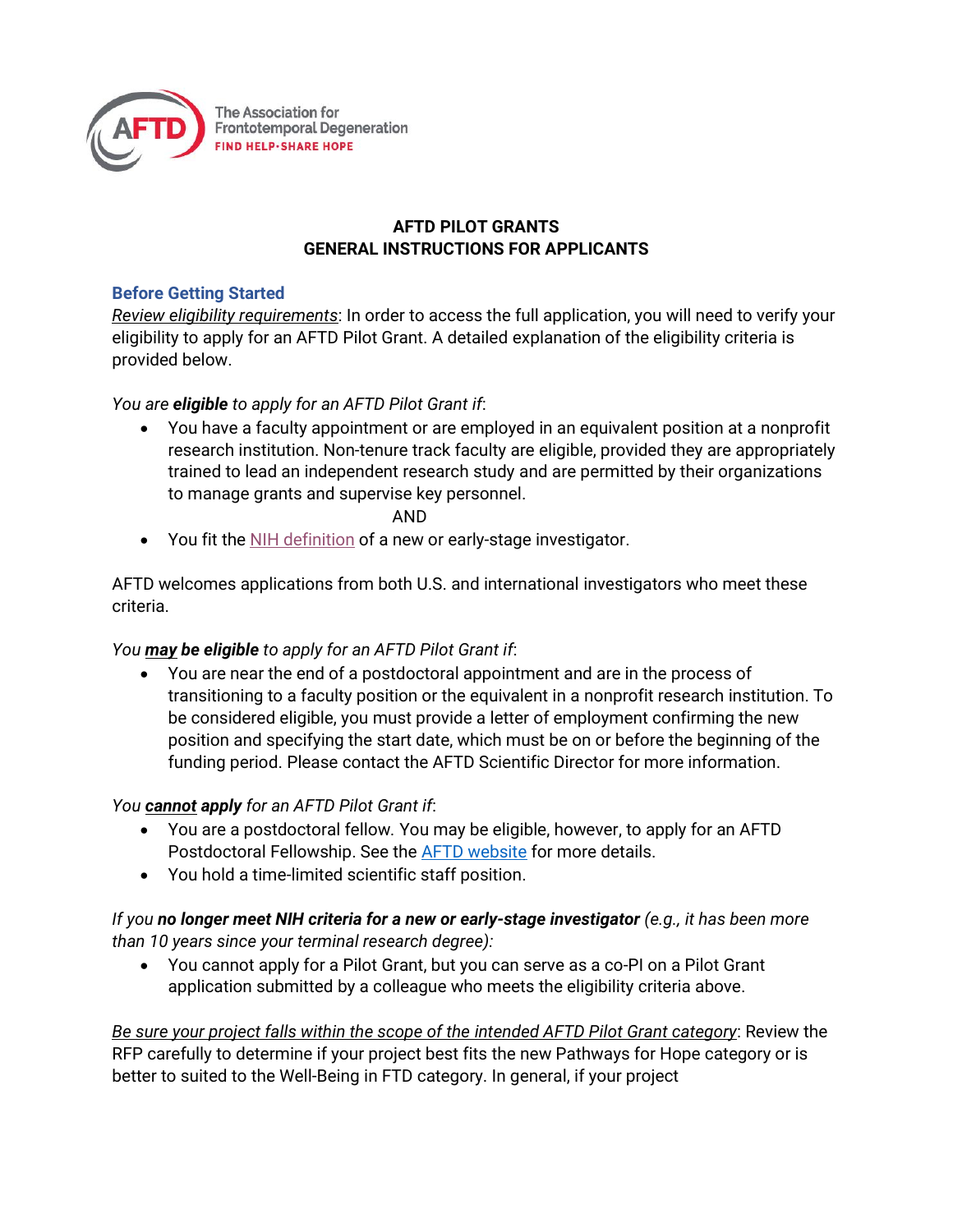The Association for Frontotemporal Degeneration
FIND HELP·SHARE HOPE

# AFTD PILOT GRANTS
# GENERAL INSTRUCTIONS FOR APPLICANTS

## Before Getting Started

*Review eligibility requirements*: In order to access the full application, you will need to verify your eligibility to apply for an AFTD Pilot Grant. A detailed explanation of the eligibility criteria is provided below.

*You are **eligible** to apply for an AFTD Pilot Grant if*:

- You have a faculty appointment or are employed in an equivalent position at a nonprofit research institution. Non-tenure track faculty are eligible, provided they are appropriately trained to lead an independent research study and are permitted by their organizations to manage grants and supervise key personnel.

AND

- You fit the NIH definition of a new or early-stage investigator.

AFTD welcomes applications from both U.S. and international investigators who meet these criteria.

*You **may be eligible** to apply for an AFTD Pilot Grant if*:

- You are near the end of a postdoctoral appointment and are in the process of transitioning to a faculty position or the equivalent in a nonprofit research institution. To be considered eligible, you must provide a letter of employment confirming the new position and specifying the start date, which must be on or before the beginning of the funding period. Please contact the AFTD Scientific Director for more information.

*You **cannot apply** for an AFTD Pilot Grant if*:

- You are a postdoctoral fellow. You may be eligible, however, to apply for an AFTD Postdoctoral Fellowship. See the AFTD website for more details.
- You hold a time-limited scientific staff position.

*If you **no longer meet NIH criteria for a new or early-stage investigator** (e.g., it has been more than 10 years since your terminal research degree):*

- You cannot apply for a Pilot Grant, but you can serve as a co-PI on a Pilot Grant application submitted by a colleague who meets the eligibility criteria above.

*Be sure your project falls within the scope of the intended AFTD Pilot Grant category*: Review the RFP carefully to determine if your project best fits the new Pathways for Hope category or is better to suited to the Well-Being in FTD category. In general, if your project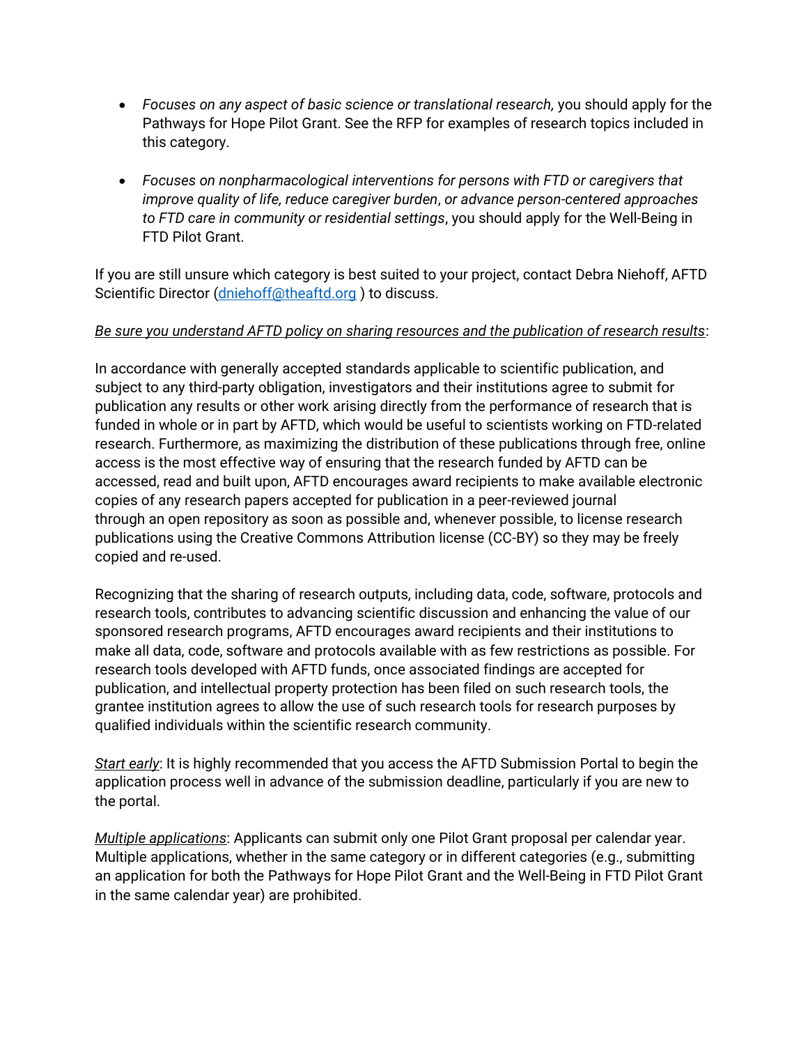- *Focuses on any aspect of basic science or translational research,* you should apply for the Pathways for Hope Pilot Grant. See the RFP for examples of research topics included in this category.

- *Focuses on nonpharmacological interventions for persons with FTD or caregivers that improve quality of life, reduce caregiver burden, or advance person-centered approaches to FTD care in community or residential settings*, you should apply for the Well-Being in FTD Pilot Grant.

If you are still unsure which category is best suited to your project, contact Debra Niehoff, AFTD Scientific Director (dniehoff@theaftd.org ) to discuss.

*Be sure you understand AFTD policy on sharing resources and the publication of research results*:

In accordance with generally accepted standards applicable to scientific publication, and subject to any third-party obligation, investigators and their institutions agree to submit for publication any results or other work arising directly from the performance of research that is funded in whole or in part by AFTD, which would be useful to scientists working on FTD-related research. Furthermore, as maximizing the distribution of these publications through free, online access is the most effective way of ensuring that the research funded by AFTD can be accessed, read and built upon, AFTD encourages award recipients to make available electronic copies of any research papers accepted for publication in a peer-reviewed journal through an open repository as soon as possible and, whenever possible, to license research publications using the Creative Commons Attribution license (CC-BY) so they may be freely copied and re-used.

Recognizing that the sharing of research outputs, including data, code, software, protocols and research tools, contributes to advancing scientific discussion and enhancing the value of our sponsored research programs, AFTD encourages award recipients and their institutions to make all data, code, software and protocols available with as few restrictions as possible. For research tools developed with AFTD funds, once associated findings are accepted for publication, and intellectual property protection has been filed on such research tools, the grantee institution agrees to allow the use of such research tools for research purposes by qualified individuals within the scientific research community.

*Start early*: It is highly recommended that you access the AFTD Submission Portal to begin the application process well in advance of the submission deadline, particularly if you are new to the portal.

*Multiple applications*: Applicants can submit only one Pilot Grant proposal per calendar year. Multiple applications, whether in the same category or in different categories (e.g., submitting an application for both the Pathways for Hope Pilot Grant and the Well-Being in FTD Pilot Grant in the same calendar year) are prohibited.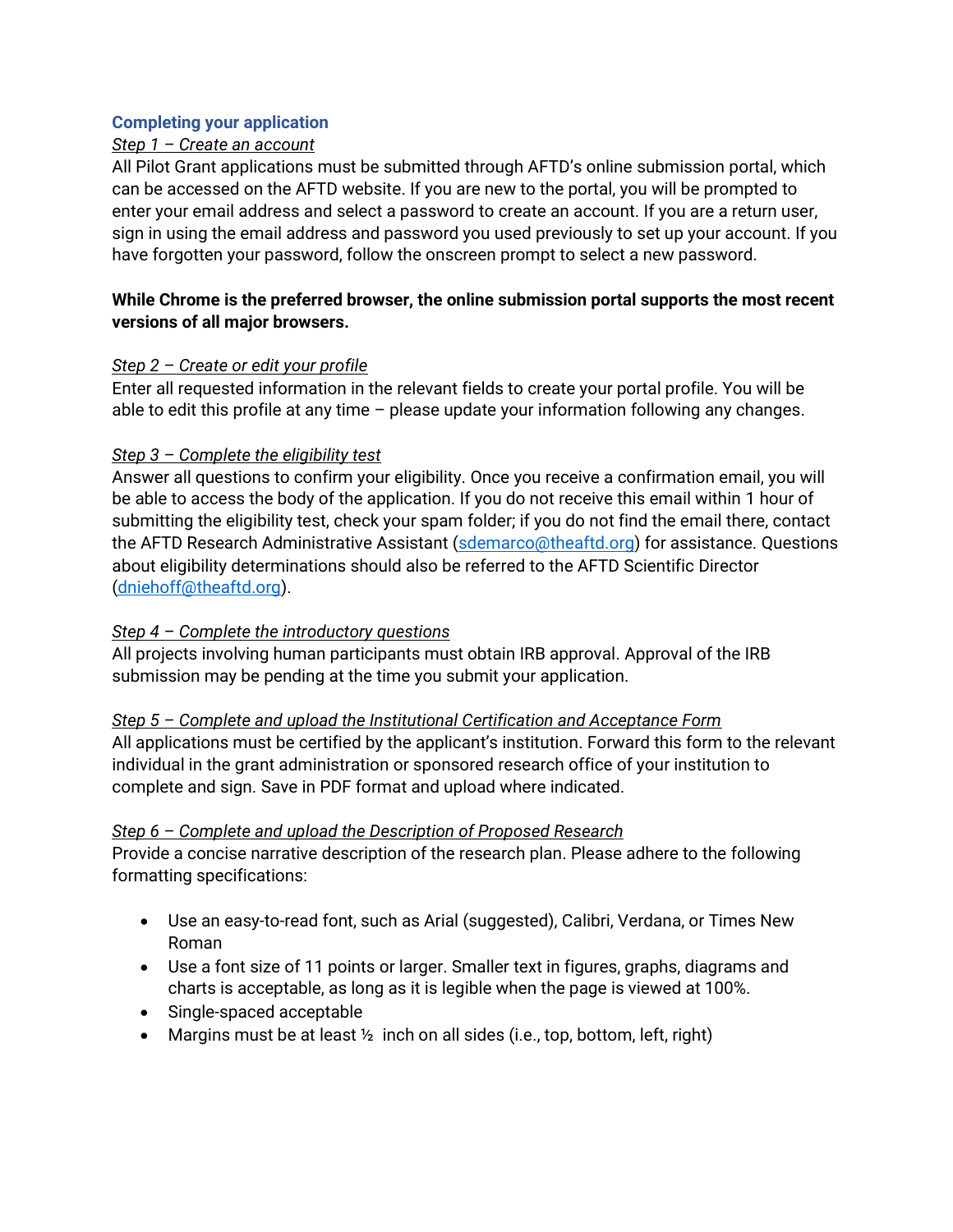## Completing your application

*Step 1 – Create an account*

All Pilot Grant applications must be submitted through AFTD's online submission portal, which can be accessed on the AFTD website. If you are new to the portal, you will be prompted to enter your email address and select a password to create an account. If you are a return user, sign in using the email address and password you used previously to set up your account. If you have forgotten your password, follow the onscreen prompt to select a new password.

**While Chrome is the preferred browser, the online submission portal supports the most recent versions of all major browsers.**

*Step 2 – Create or edit your profile*

Enter all requested information in the relevant fields to create your portal profile. You will be able to edit this profile at any time – please update your information following any changes.

*Step 3 – Complete the eligibility test*

Answer all questions to confirm your eligibility. Once you receive a confirmation email, you will be able to access the body of the application. If you do not receive this email within 1 hour of submitting the eligibility test, check your spam folder; if you do not find the email there, contact the AFTD Research Administrative Assistant (sdemarco@theaftd.org) for assistance. Questions about eligibility determinations should also be referred to the AFTD Scientific Director (dniehoff@theaftd.org).

*Step 4 – Complete the introductory questions*

All projects involving human participants must obtain IRB approval. Approval of the IRB submission may be pending at the time you submit your application.

*Step 5 – Complete and upload the Institutional Certification and Acceptance Form*

All applications must be certified by the applicant's institution. Forward this form to the relevant individual in the grant administration or sponsored research office of your institution to complete and sign. Save in PDF format and upload where indicated.

*Step 6 – Complete and upload the Description of Proposed Research*

Provide a concise narrative description of the research plan. Please adhere to the following formatting specifications:

- Use an easy-to-read font, such as Arial (suggested), Calibri, Verdana, or Times New Roman
- Use a font size of 11 points or larger. Smaller text in figures, graphs, diagrams and charts is acceptable, as long as it is legible when the page is viewed at 100%.
- Single-spaced acceptable
- Margins must be at least ½ inch on all sides (i.e., top, bottom, left, right)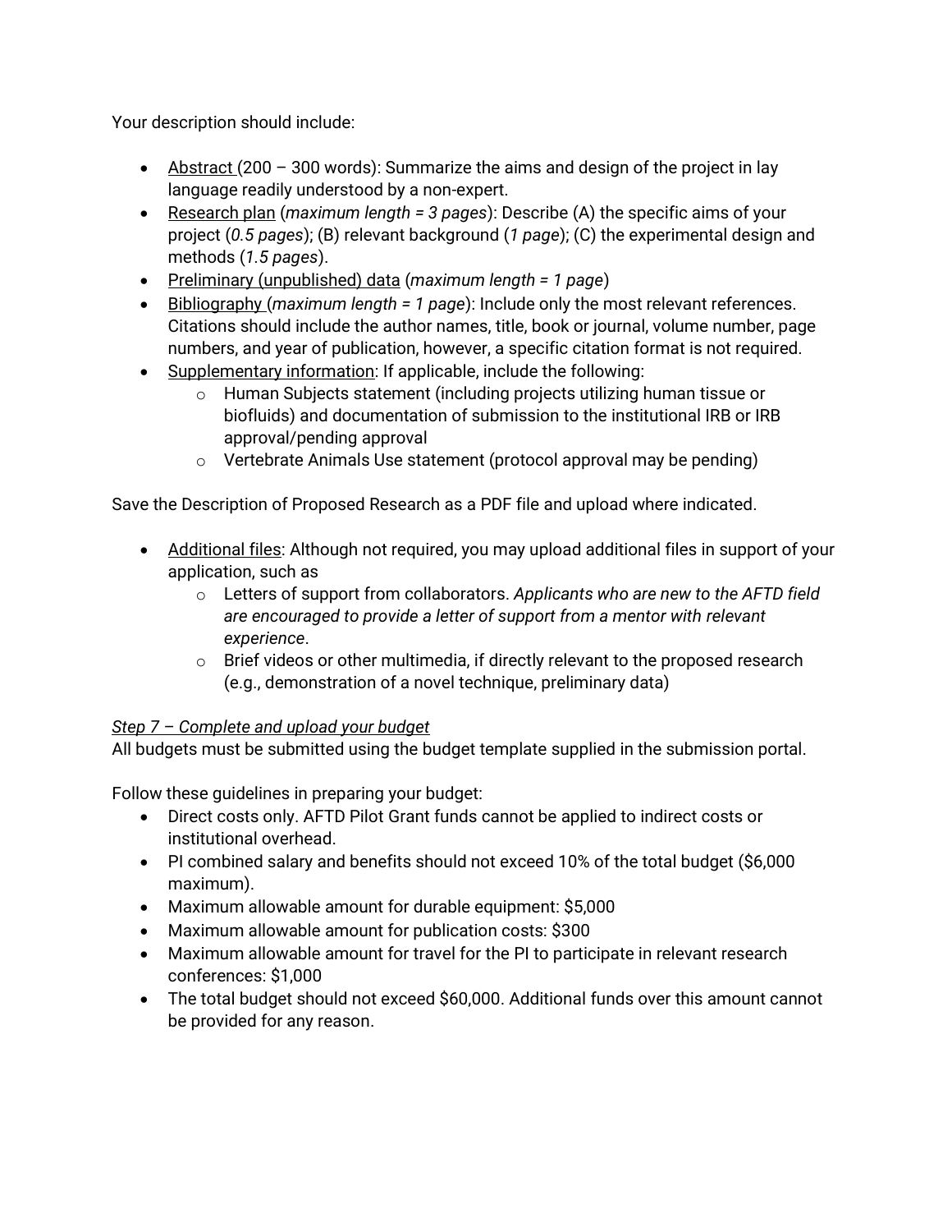Your description should include:

- Abstract (200 – 300 words): Summarize the aims and design of the project in lay language readily understood by a non-expert.
- Research plan (*maximum length = 3 pages*): Describe (A) the specific aims of your project (*0.5 pages*); (B) relevant background (*1 page*); (C) the experimental design and methods (*1.5 pages*).
- Preliminary (unpublished) data (*maximum length = 1 page*)
- Bibliography (*maximum length = 1 page*): Include only the most relevant references. Citations should include the author names, title, book or journal, volume number, page numbers, and year of publication, however, a specific citation format is not required.
- Supplementary information: If applicable, include the following:
    - Human Subjects statement (including projects utilizing human tissue or biofluids) and documentation of submission to the institutional IRB or IRB approval/pending approval
    - Vertebrate Animals Use statement (protocol approval may be pending)

Save the Description of Proposed Research as a PDF file and upload where indicated.

- Additional files: Although not required, you may upload additional files in support of your application, such as
    - Letters of support from collaborators. *Applicants who are new to the AFTD field are encouraged to provide a letter of support from a mentor with relevant experience*.
    - Brief videos or other multimedia, if directly relevant to the proposed research (e.g., demonstration of a novel technique, preliminary data)

*Step 7 – Complete and upload your budget*

All budgets must be submitted using the budget template supplied in the submission portal.

Follow these guidelines in preparing your budget:

- Direct costs only. AFTD Pilot Grant funds cannot be applied to indirect costs or institutional overhead.
- PI combined salary and benefits should not exceed 10% of the total budget ($6,000 maximum).
- Maximum allowable amount for durable equipment: $5,000
- Maximum allowable amount for publication costs: $300
- Maximum allowable amount for travel for the PI to participate in relevant research conferences: $1,000
- The total budget should not exceed $60,000. Additional funds over this amount cannot be provided for any reason.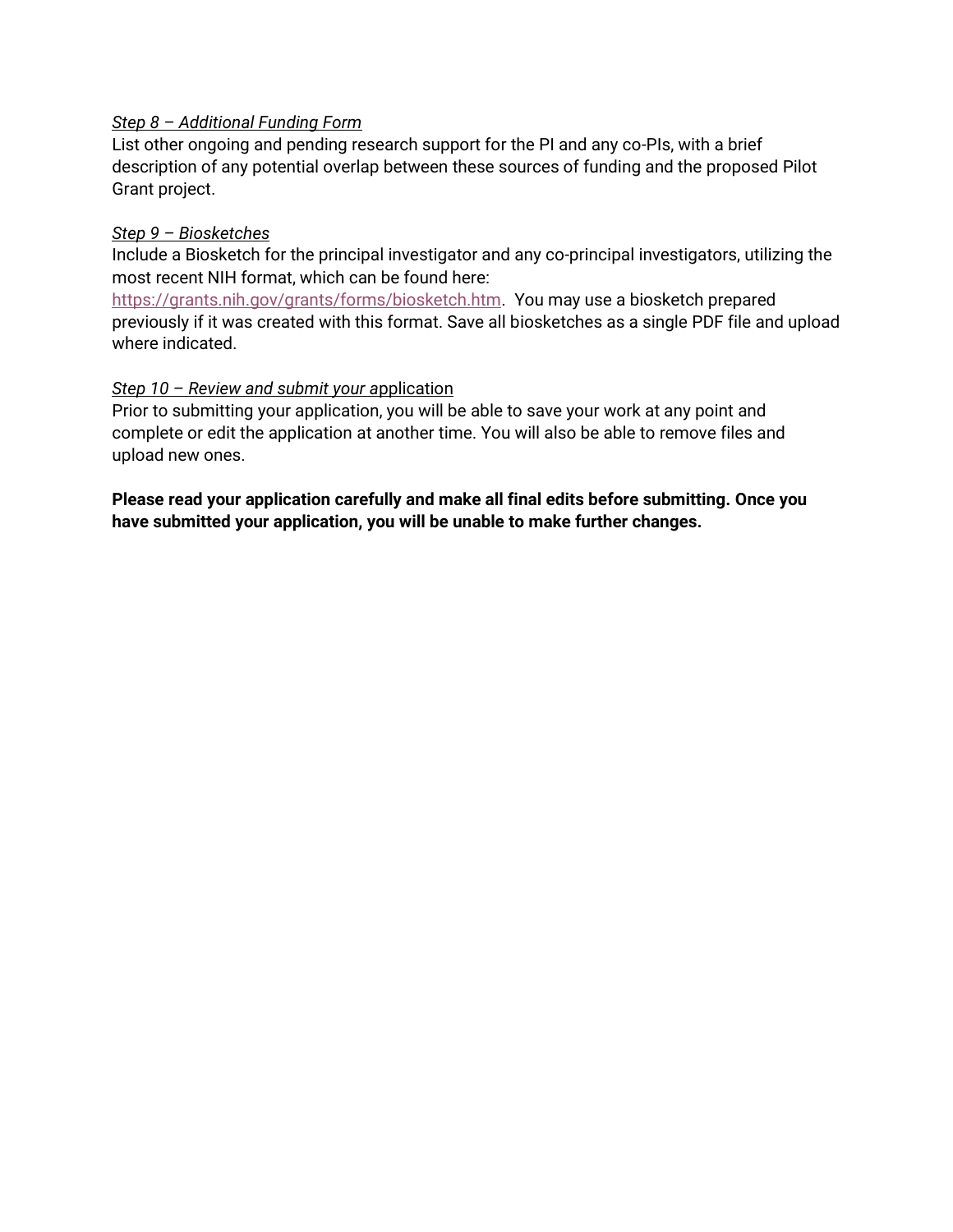*Step 8 – Additional Funding Form*

List other ongoing and pending research support for the PI and any co-PIs, with a brief description of any potential overlap between these sources of funding and the proposed Pilot Grant project.

*Step 9 – Biosketches*

Include a Biosketch for the principal investigator and any co-principal investigators, utilizing the most recent NIH format, which can be found here: https://grants.nih.gov/grants/forms/biosketch.htm. You may use a biosketch prepared previously if it was created with this format. Save all biosketches as a single PDF file and upload where indicated.

*Step 10 – Review and submit your application*

Prior to submitting your application, you will be able to save your work at any point and complete or edit the application at another time. You will also be able to remove files and upload new ones.

**Please read your application carefully and make all final edits before submitting. Once you have submitted your application, you will be unable to make further changes.**